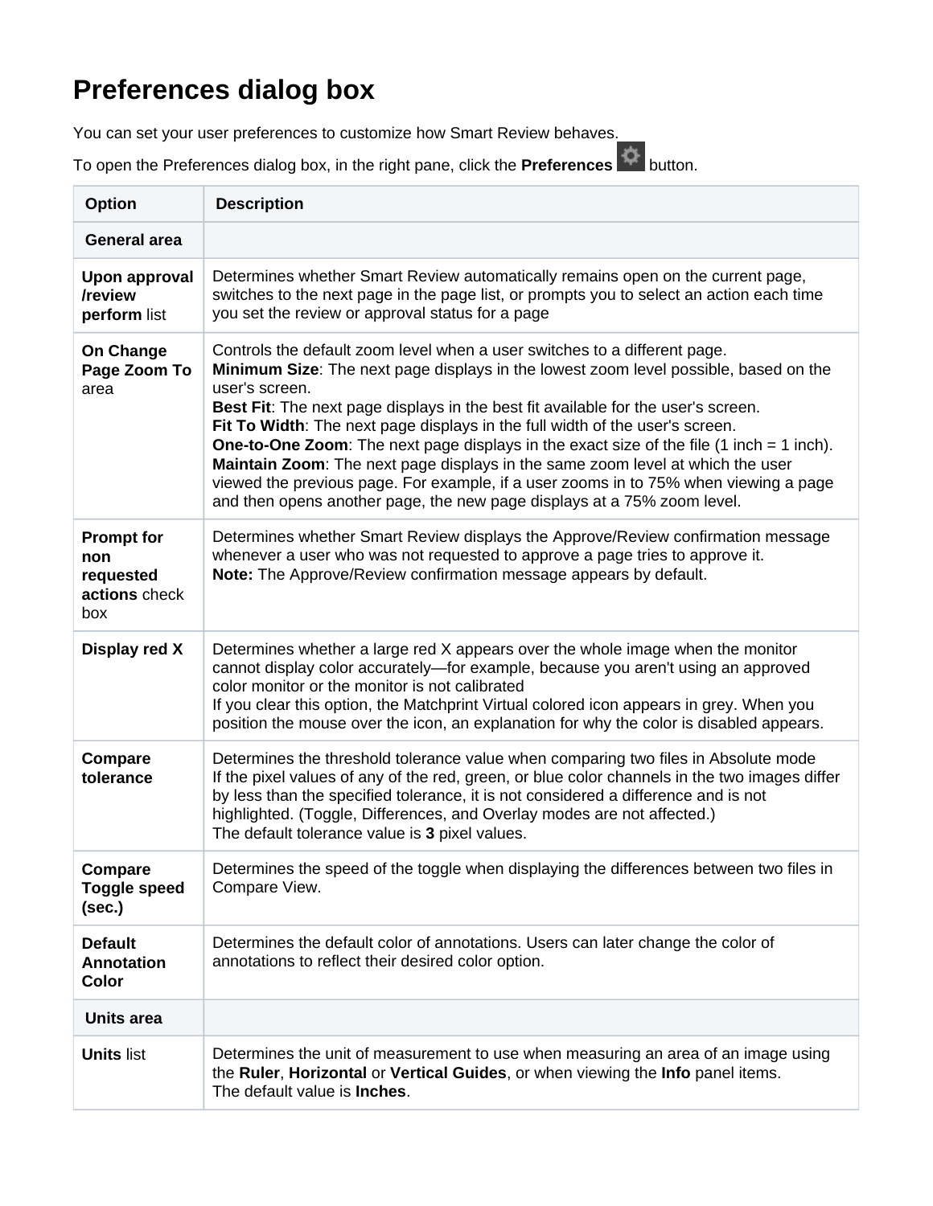# Preferences dialog box

You can set your user preferences to customize how Smart Review behaves.

To open the Preferences dialog box, in the right pane, click the **Preferences** button.

| Option | Description |
|---|---|
| **General area** | |
| **Upon approval /review perform** list | Determines whether Smart Review automatically remains open on the current page, switches to the next page in the page list, or prompts you to select an action each time you set the review or approval status for a page |
| **On Change Page Zoom To** area | Controls the default zoom level when a user switches to a different page.<br>**Minimum Size**: The next page displays in the lowest zoom level possible, based on the user's screen.<br>**Best Fit**: The next page displays in the best fit available for the user's screen.<br>**Fit To Width**: The next page displays in the full width of the user's screen.<br>**One-to-One Zoom**: The next page displays in the exact size of the file (1 inch = 1 inch).<br>**Maintain Zoom**: The next page displays in the same zoom level at which the user viewed the previous page. For example, if a user zooms in to 75% when viewing a page and then opens another page, the new page displays at a 75% zoom level. |
| **Prompt for non requested actions** check box | Determines whether Smart Review displays the Approve/Review confirmation message whenever a user who was not requested to approve a page tries to approve it.<br>**Note:** The Approve/Review confirmation message appears by default. |
| **Display red X** | Determines whether a large red X appears over the whole image when the monitor cannot display color accurately—for example, because you aren't using an approved color monitor or the monitor is not calibrated<br>If you clear this option, the Matchprint Virtual colored icon appears in grey. When you position the mouse over the icon, an explanation for why the color is disabled appears. |
| **Compare tolerance** | Determines the threshold tolerance value when comparing two files in Absolute mode<br>If the pixel values of any of the red, green, or blue color channels in the two images differ by less than the specified tolerance, it is not considered a difference and is not highlighted. (Toggle, Differences, and Overlay modes are not affected.)<br>The default tolerance value is **3** pixel values. |
| **Compare Toggle speed (sec.)** | Determines the speed of the toggle when displaying the differences between two files in Compare View. |
| **Default Annotation Color** | Determines the default color of annotations. Users can later change the color of annotations to reflect their desired color option. |
| **Units area** | |
| **Units** list | Determines the unit of measurement to use when measuring an area of an image using the **Ruler**, **Horizontal** or **Vertical Guides**, or when viewing the **Info** panel items.<br>The default value is **Inches**. |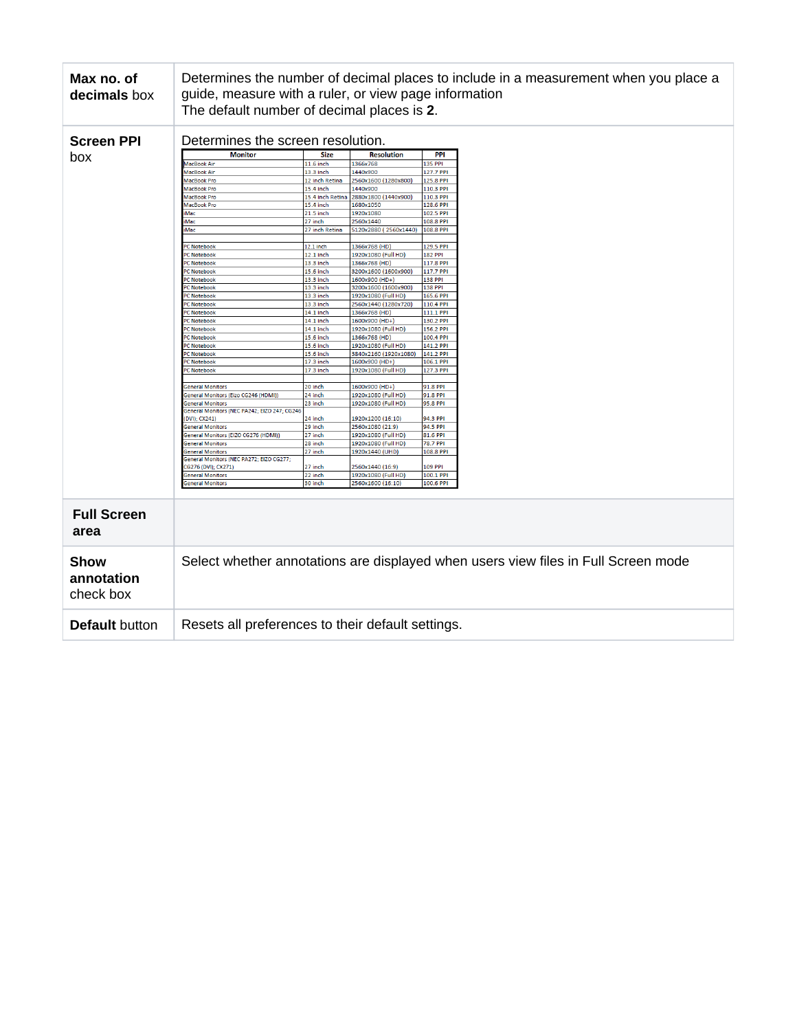| | |
|---|---|
| **Max no. of decimals** box | Determines the number of decimal places to include in a measurement when you place a guide, measure with a ruler, or view page information<br>The default number of decimal places is **2**. |
| **Screen PPI** box | Determines the screen resolution. |
| **Full Screen area** | |
| **Show annotation** check box | Select whether annotations are displayed when users view files in Full Screen mode |
| **Default** button | Resets all preferences to their default settings. |

| Monitor | Size | Resolution | PPI |
|---|---|---|---|
| MacBook Air | 11.6 inch | 1366x768 | 135 PPI |
| MacBook Air | 13.3 inch | 1440x900 | 127.7 PPI |
| MacBook Pro | 12 inch Retina | 2560x1600 (1280x800) | 125.8 PPI |
| MacBook Pro | 15.4 inch | 1440x900 | 110.3 PPI |
| MacBook Pro | 15.4 inch Retina | 2880x1800 (1440x900) | 110.3 PPI |
| MacBook Pro | 15.4 inch | 1680x1050 | 128.6 PPI |
| iMac | 21.5 inch | 1920x1080 | 102.5 PPI |
| iMac | 27 inch | 2560x1440 | 108.8 PPI |
| iMac | 27 inch Retina | 5120x2880 ( 2560x1440) | 108.8 PPI |
| | | | |
| PC Notebook | 12.1 inch | 1366x768 (HD) | 129.5 PPI |
| PC Notebook | 12.1 inch | 1920x1080 (Full HD) | 182 PPI |
| PC Notebook | 13.3 inch | 1366x768 (HD) | 117.8 PPI |
| PC Notebook | 15.6 inch | 3200x1600 (1600x900) | 117.7 PPI |
| PC Notebook | 13.3 inch | 1600x900 (HD+) | 138 PPI |
| PC Notebook | 13.3 inch | 3200x1600 (1600x900) | 138 PPI |
| PC Notebook | 13.3 inch | 1920x1080 (Full HD) | 165.6 PPI |
| PC Notebook | 13.3 inch | 2560x1440 (1280x720) | 110.4 PPI |
| PC Notebook | 14.1 inch | 1366x768 (HD) | 111.1 PPI |
| PC Notebook | 14.1 inch | 1600x900 (HD+) | 130.2 PPI |
| PC Notebook | 14.1 inch | 1920x1080 (Full HD) | 156.2 PPI |
| PC Notebook | 15.6 inch | 1366x768 (HD) | 100.4 PPI |
| PC Notebook | 15.6 inch | 1920x1080 (Full HD) | 141.2 PPI |
| PC Notebook | 15.6 inch | 3840x2160 (1920x1080) | 141.2 PPI |
| PC Notebook | 17.3 inch | 1600x900 (HD+) | 106.1 PPI |
| PC Notebook | 17.3 inch | 1920x1080 (Full HD) | 127.3 PPI |
| | | | |
| General Monitors | 20 inch | 1600x900 (HD+) | 91.8 PPI |
| General Monitors (Eizo CG246 (HDMI)) | 24 inch | 1920x1080 (Full HD) | 91.8 PPI |
| General Monitors | 23 inch | 1920x1080 (Full HD) | 95.8 PPI |
| General Monitors (NEC PA242; EIZO 247; CG246 (DVI); CX241) | 24 inch | 1920x1200 (16:10) | 94.3 PPI |
| General Monitors | 29 inch | 2560x1080 (21:9) | 94.5 PPI |
| General Monitors (EIZO CG276 (HDMI)) | 27 inch | 1920x1080 (Full HD) | 81.6 PPI |
| General Monitors | 28 inch | 1920x1080 (Full HD) | 78.7 PPI |
| General Monitors | 27 inch | 1920x1440 (UHD) | 108.8 PPI |
| General Monitors (NEC PA272; EIZO CG277; CG276 (DVI); CX271) | 27 inch | 2560x1440 (16:9) | 109 PPI |
| General Monitors | 22 inch | 1920x1080 (Full HD) | 100.1 PPI |
| General Monitors | 30 inch | 2560x1600 (16:10) | 100.6 PPI |